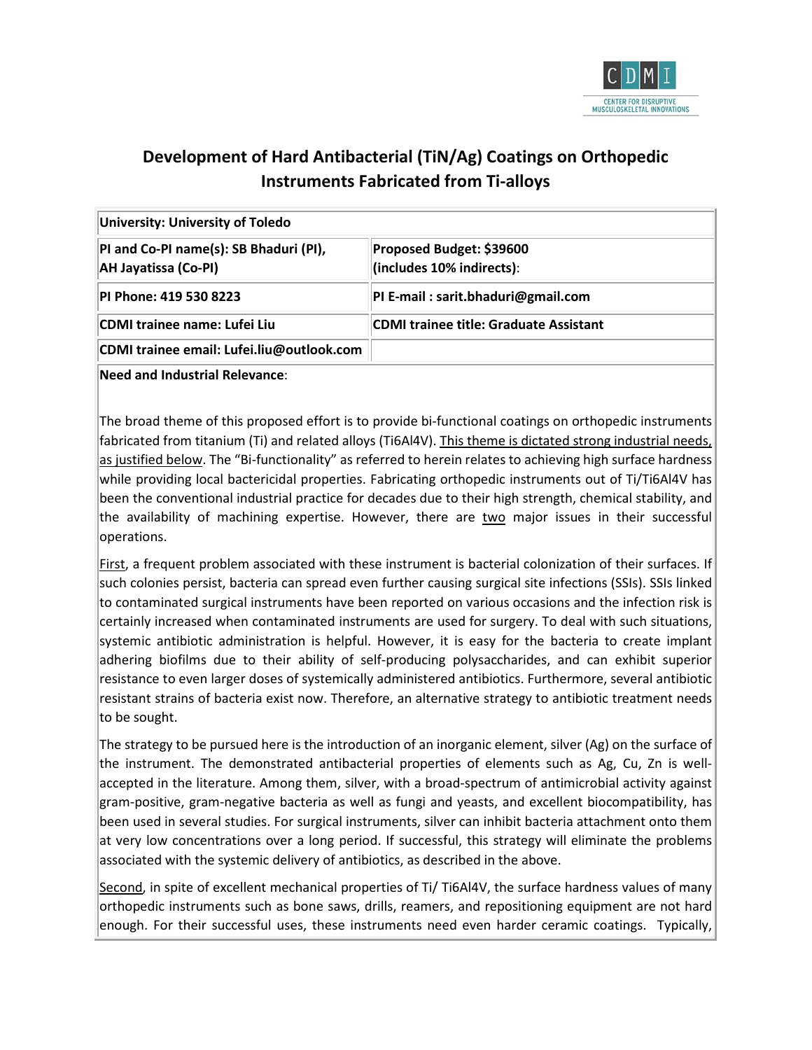# Development of Hard Antibacterial (TiN/Ag) Coatings on Orthopedic Instruments Fabricated from Ti-alloys

| University: University of Toledo | |
|---|---|
| PI and Co-PI name(s): SB Bhaduri (PI), AH Jayatissa (Co-PI) | Proposed Budget: $39600 (includes 10% indirects): |
| PI Phone: 419 530 8223 | PI E-mail : sarit.bhaduri@gmail.com |
| CDMI trainee name: Lufei Liu | CDMI trainee title: Graduate Assistant |
| CDMI trainee email: Lufei.liu@outlook.com | |

**Need and Industrial Relevance**:

The broad theme of this proposed effort is to provide bi-functional coatings on orthopedic instruments fabricated from titanium (Ti) and related alloys (Ti6Al4V). This theme is dictated strong industrial needs, as justified below. The "Bi-functionality" as referred to herein relates to achieving high surface hardness while providing local bactericidal properties. Fabricating orthopedic instruments out of Ti/Ti6Al4V has been the conventional industrial practice for decades due to their high strength, chemical stability, and the availability of machining expertise. However, there are two major issues in their successful operations.

First, a frequent problem associated with these instrument is bacterial colonization of their surfaces. If such colonies persist, bacteria can spread even further causing surgical site infections (SSIs). SSIs linked to contaminated surgical instruments have been reported on various occasions and the infection risk is certainly increased when contaminated instruments are used for surgery. To deal with such situations, systemic antibiotic administration is helpful. However, it is easy for the bacteria to create implant adhering biofilms due to their ability of self-producing polysaccharides, and can exhibit superior resistance to even larger doses of systemically administered antibiotics. Furthermore, several antibiotic resistant strains of bacteria exist now. Therefore, an alternative strategy to antibiotic treatment needs to be sought.

The strategy to be pursued here is the introduction of an inorganic element, silver (Ag) on the surface of the instrument. The demonstrated antibacterial properties of elements such as Ag, Cu, Zn is well-accepted in the literature. Among them, silver, with a broad-spectrum of antimicrobial activity against gram-positive, gram-negative bacteria as well as fungi and yeasts, and excellent biocompatibility, has been used in several studies. For surgical instruments, silver can inhibit bacteria attachment onto them at very low concentrations over a long period. If successful, this strategy will eliminate the problems associated with the systemic delivery of antibiotics, as described in the above.

Second, in spite of excellent mechanical properties of Ti/ Ti6Al4V, the surface hardness values of many orthopedic instruments such as bone saws, drills, reamers, and repositioning equipment are not hard enough. For their successful uses, these instruments need even harder ceramic coatings. Typically,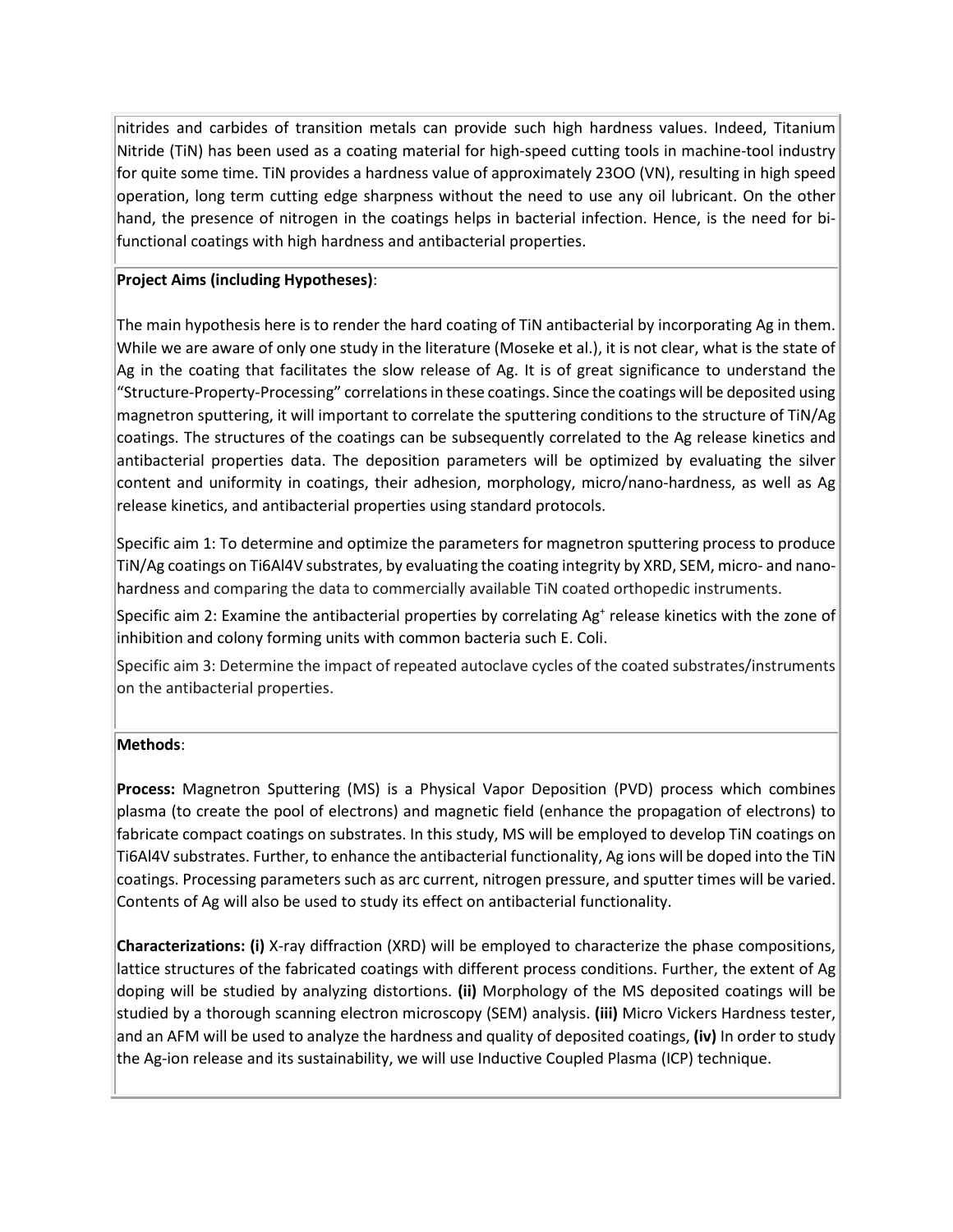nitrides and carbides of transition metals can provide such high hardness values. Indeed, Titanium Nitride (TiN) has been used as a coating material for high-speed cutting tools in machine-tool industry for quite some time. TiN provides a hardness value of approximately 23OO (VN), resulting in high speed operation, long term cutting edge sharpness without the need to use any oil lubricant. On the other hand, the presence of nitrogen in the coatings helps in bacterial infection. Hence, is the need for bi-functional coatings with high hardness and antibacterial properties.

**Project Aims (including Hypotheses)**:

The main hypothesis here is to render the hard coating of TiN antibacterial by incorporating Ag in them. While we are aware of only one study in the literature (Moseke et al.), it is not clear, what is the state of Ag in the coating that facilitates the slow release of Ag. It is of great significance to understand the "Structure-Property-Processing" correlations in these coatings. Since the coatings will be deposited using magnetron sputtering, it will important to correlate the sputtering conditions to the structure of TiN/Ag coatings. The structures of the coatings can be subsequently correlated to the Ag release kinetics and antibacterial properties data. The deposition parameters will be optimized by evaluating the silver content and uniformity in coatings, their adhesion, morphology, micro/nano-hardness, as well as Ag release kinetics, and antibacterial properties using standard protocols.

Specific aim 1: To determine and optimize the parameters for magnetron sputtering process to produce TiN/Ag coatings on Ti6Al4V substrates, by evaluating the coating integrity by XRD, SEM, micro- and nano-hardness and comparing the data to commercially available TiN coated orthopedic instruments.

Specific aim 2: Examine the antibacterial properties by correlating $Ag^{+}$ release kinetics with the zone of inhibition and colony forming units with common bacteria such E. Coli.

Specific aim 3: Determine the impact of repeated autoclave cycles of the coated substrates/instruments on the antibacterial properties.

**Methods**:

**Process:** Magnetron Sputtering (MS) is a Physical Vapor Deposition (PVD) process which combines plasma (to create the pool of electrons) and magnetic field (enhance the propagation of electrons) to fabricate compact coatings on substrates. In this study, MS will be employed to develop TiN coatings on Ti6Al4V substrates. Further, to enhance the antibacterial functionality, Ag ions will be doped into the TiN coatings. Processing parameters such as arc current, nitrogen pressure, and sputter times will be varied. Contents of Ag will also be used to study its effect on antibacterial functionality.

**Characterizations: (i)** X-ray diffraction (XRD) will be employed to characterize the phase compositions, lattice structures of the fabricated coatings with different process conditions. Further, the extent of Ag doping will be studied by analyzing distortions. **(ii)** Morphology of the MS deposited coatings will be studied by a thorough scanning electron microscopy (SEM) analysis. **(iii)** Micro Vickers Hardness tester, and an AFM will be used to analyze the hardness and quality of deposited coatings, **(iv)** In order to study the Ag-ion release and its sustainability, we will use Inductive Coupled Plasma (ICP) technique.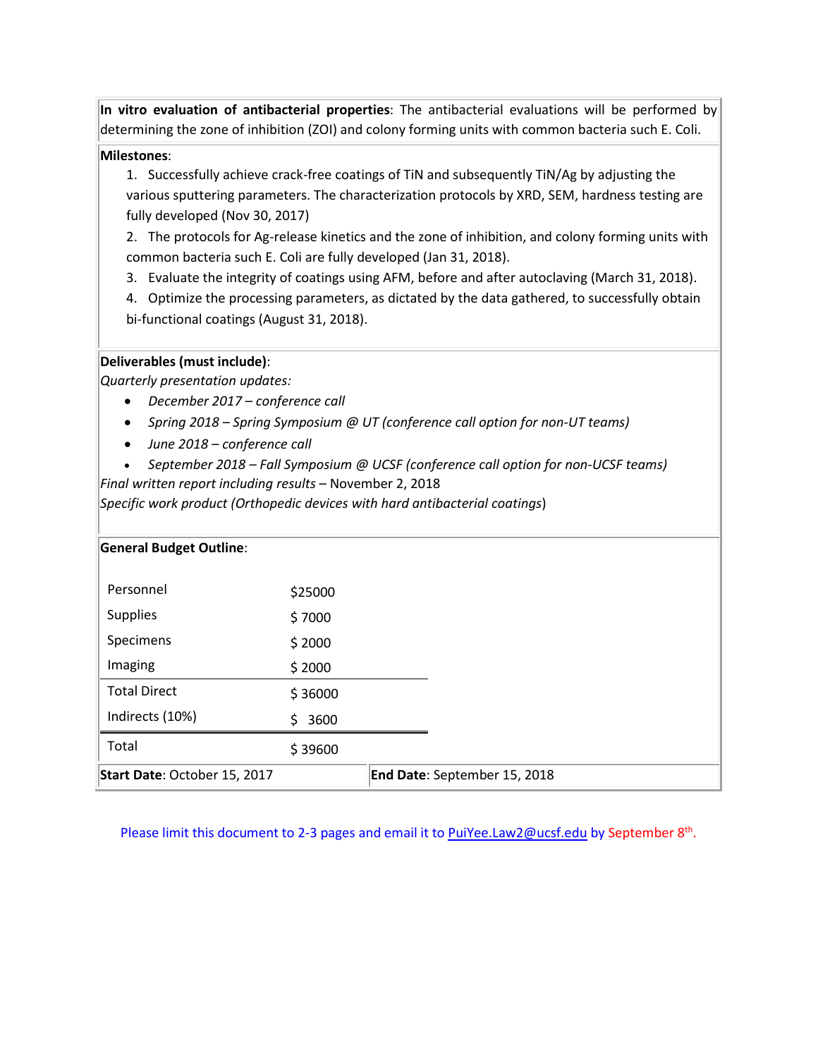**In vitro evaluation of antibacterial properties**: The antibacterial evaluations will be performed by determining the zone of inhibition (ZOI) and colony forming units with common bacteria such E. Coli.

**Milestones**:

1. Successfully achieve crack-free coatings of TiN and subsequently TiN/Ag by adjusting the various sputtering parameters. The characterization protocols by XRD, SEM, hardness testing are fully developed (Nov 30, 2017)
2. The protocols for Ag-release kinetics and the zone of inhibition, and colony forming units with common bacteria such E. Coli are fully developed (Jan 31, 2018).
3. Evaluate the integrity of coatings using AFM, before and after autoclaving (March 31, 2018).
4. Optimize the processing parameters, as dictated by the data gathered, to successfully obtain bi-functional coatings (August 31, 2018).

**Deliverables (must include)**:

*Quarterly presentation updates:*

- *December 2017 – conference call*
- *Spring 2018 – Spring Symposium @ UT (conference call option for non-UT teams)*
- *June 2018 – conference call*
- *September 2018 – Fall Symposium @ UCSF (conference call option for non-UCSF teams)*

*Final written report including results* – November 2, 2018

*Specific work product (Orthopedic devices with hard antibacterial coatings*)

**General Budget Outline**:

| | |
|---|---|
| Personnel | $25000 |
| Supplies | $ 7000 |
| Specimens | $ 2000 |
| Imaging | $ 2000 |
| Total Direct | $ 36000 |
| Indirects (10%) | $ 3600 |
| Total | $ 39600 |

**Start Date**: October 15, 2017 | **End Date**: September 15, 2018

Please limit this document to 2-3 pages and email it to PuiYee.Law2@ucsf.edu by September 8th.